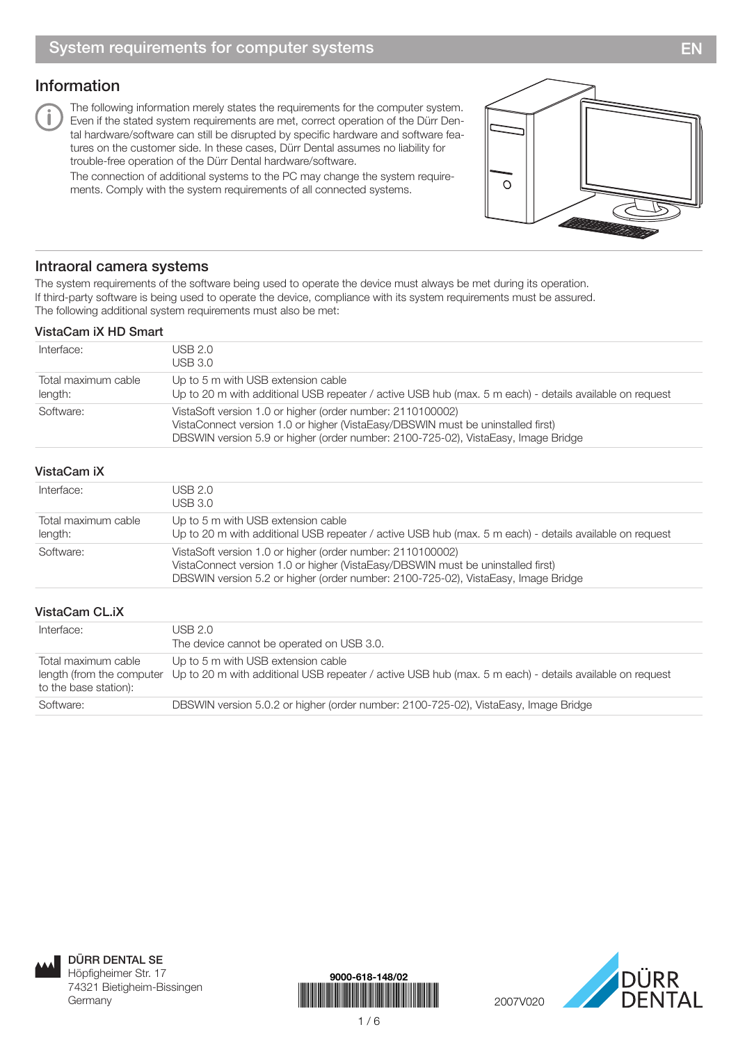# System requirements for computer systems

EN

## Information

The following information merely states the requirements for the computer system. Even if the stated system requirements are met, correct operation of the Dürr Dental hardware/software can still be disrupted by specific hardware and software features on the customer side. In these cases, Dürr Dental assumes no liability for trouble-free operation of the Dürr Dental hardware/software.

The connection of additional systems to the PC may change the system requirements. Comply with the system requirements of all connected systems.

## Intraoral camera systems

The system requirements of the software being used to operate the device must always be met during its operation. If third-party software is being used to operate the device, compliance with its system requirements must be assured. The following additional system requirements must also be met:

### VistaCam iX HD Smart

| | |
|---|---|
| Interface: | USB 2.0<br>USB 3.0 |
| Total maximum cable length: | Up to 5 m with USB extension cable<br>Up to 20 m with additional USB repeater / active USB hub (max. 5 m each) - details available on request |
| Software: | VistaSoft version 1.0 or higher (order number: 2110100002)<br>VistaConnect version 1.0 or higher (VistaEasy/DBSWIN must be uninstalled first)<br>DBSWIN version 5.9 or higher (order number: 2100-725-02), VistaEasy, Image Bridge |

### VistaCam iX

| | |
|---|---|
| Interface: | USB 2.0<br>USB 3.0 |
| Total maximum cable length: | Up to 5 m with USB extension cable<br>Up to 20 m with additional USB repeater / active USB hub (max. 5 m each) - details available on request |
| Software: | VistaSoft version 1.0 or higher (order number: 2110100002)<br>VistaConnect version 1.0 or higher (VistaEasy/DBSWIN must be uninstalled first)<br>DBSWIN version 5.2 or higher (order number: 2100-725-02), VistaEasy, Image Bridge |

### VistaCam CL.iX

| | |
|---|---|
| Interface: | USB 2.0<br>The device cannot be operated on USB 3.0. |
| Total maximum cable length (from the computer to the base station): | Up to 5 m with USB extension cable<br>Up to 20 m with additional USB repeater / active USB hub (max. 5 m each) - details available on request |
| Software: | DBSWIN version 5.0.2 or higher (order number: 2100-725-02), VistaEasy, Image Bridge |

**DÜRR DENTAL SE**
Höpfigheimer Str. 17
74321 Bietigheim-Bissingen
Germany

9000-618-148/02

2007V020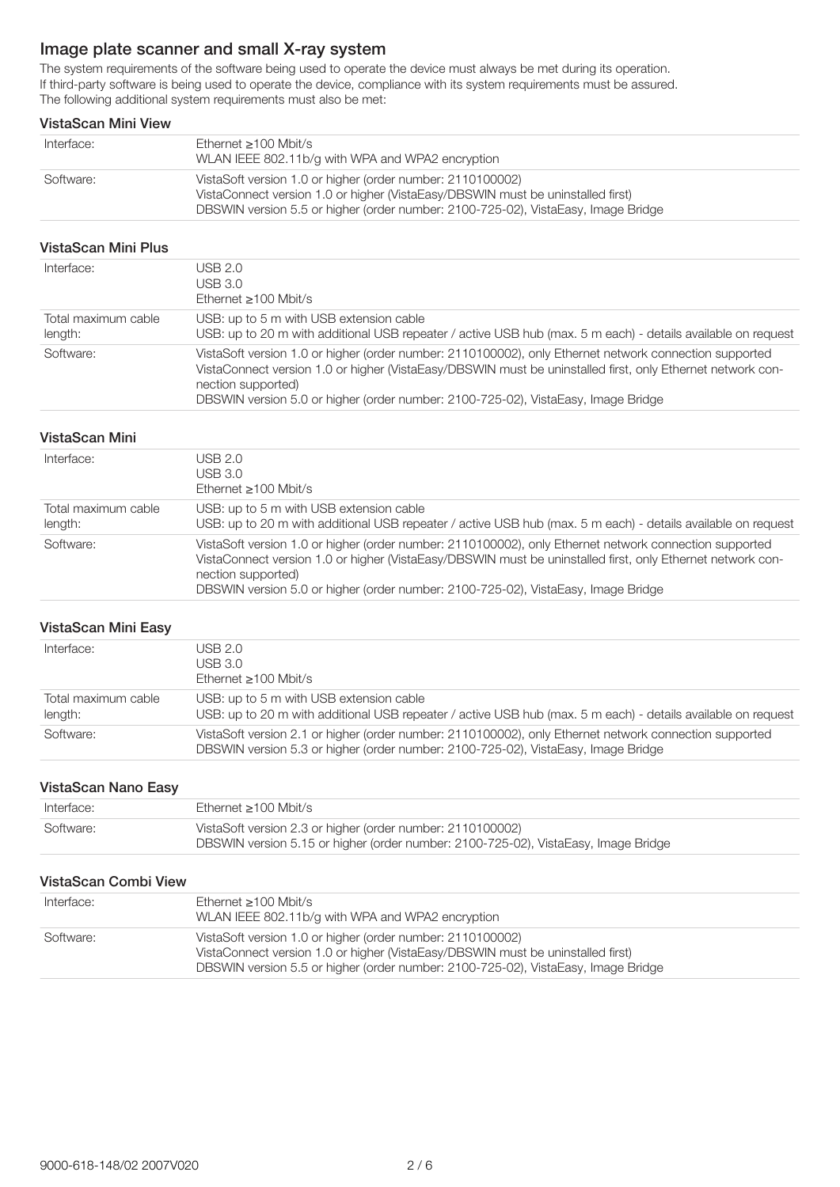## Image plate scanner and small X-ray system

The system requirements of the software being used to operate the device must always be met during its operation.
If third-party software is being used to operate the device, compliance with its system requirements must be assured.
The following additional system requirements must also be met:

### VistaScan Mini View

| | |
|---|---|
| Interface: | Ethernet ≥100 Mbit/s<br>WLAN IEEE 802.11b/g with WPA and WPA2 encryption |
| Software: | VistaSoft version 1.0 or higher (order number: 2110100002)<br>VistaConnect version 1.0 or higher (VistaEasy/DBSWIN must be uninstalled first)<br>DBSWIN version 5.5 or higher (order number: 2100-725-02), VistaEasy, Image Bridge |

### VistaScan Mini Plus

| | |
|---|---|
| Interface: | USB 2.0<br>USB 3.0<br>Ethernet ≥100 Mbit/s |
| Total maximum cable length: | USB: up to 5 m with USB extension cable<br>USB: up to 20 m with additional USB repeater / active USB hub (max. 5 m each) - details available on request |
| Software: | VistaSoft version 1.0 or higher (order number: 2110100002), only Ethernet network connection supported<br>VistaConnect version 1.0 or higher (VistaEasy/DBSWIN must be uninstalled first, only Ethernet network connection supported)<br>DBSWIN version 5.0 or higher (order number: 2100-725-02), VistaEasy, Image Bridge |

### VistaScan Mini

| | |
|---|---|
| Interface: | USB 2.0<br>USB 3.0<br>Ethernet ≥100 Mbit/s |
| Total maximum cable length: | USB: up to 5 m with USB extension cable<br>USB: up to 20 m with additional USB repeater / active USB hub (max. 5 m each) - details available on request |
| Software: | VistaSoft version 1.0 or higher (order number: 2110100002), only Ethernet network connection supported<br>VistaConnect version 1.0 or higher (VistaEasy/DBSWIN must be uninstalled first, only Ethernet network connection supported)<br>DBSWIN version 5.0 or higher (order number: 2100-725-02), VistaEasy, Image Bridge |

### VistaScan Mini Easy

| | |
|---|---|
| Interface: | USB 2.0<br>USB 3.0<br>Ethernet ≥100 Mbit/s |
| Total maximum cable length: | USB: up to 5 m with USB extension cable<br>USB: up to 20 m with additional USB repeater / active USB hub (max. 5 m each) - details available on request |
| Software: | VistaSoft version 2.1 or higher (order number: 2110100002), only Ethernet network connection supported<br>DBSWIN version 5.3 or higher (order number: 2100-725-02), VistaEasy, Image Bridge |

### VistaScan Nano Easy

| | |
|---|---|
| Interface: | Ethernet ≥100 Mbit/s |
| Software: | VistaSoft version 2.3 or higher (order number: 2110100002)<br>DBSWIN version 5.15 or higher (order number: 2100-725-02), VistaEasy, Image Bridge |

### VistaScan Combi View

| | |
|---|---|
| Interface: | Ethernet ≥100 Mbit/s<br>WLAN IEEE 802.11b/g with WPA and WPA2 encryption |
| Software: | VistaSoft version 1.0 or higher (order number: 2110100002)<br>VistaConnect version 1.0 or higher (VistaEasy/DBSWIN must be uninstalled first)<br>DBSWIN version 5.5 or higher (order number: 2100-725-02), VistaEasy, Image Bridge |

9000-618-148/02 2007V020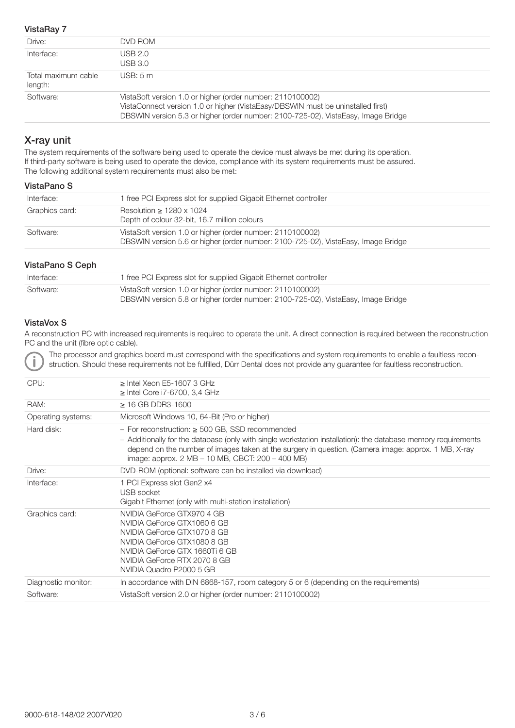### VistaRay 7

| | |
|---|---|
| Drive: | DVD ROM |
| Interface: | USB 2.0<br>USB 3.0 |
| Total maximum cable length: | USB: 5 m |
| Software: | VistaSoft version 1.0 or higher (order number: 2110100002)<br>VistaConnect version 1.0 or higher (VistaEasy/DBSWIN must be uninstalled first)<br>DBSWIN version 5.3 or higher (order number: 2100-725-02), VistaEasy, Image Bridge |

## X-ray unit

The system requirements of the software being used to operate the device must always be met during its operation.
If third-party software is being used to operate the device, compliance with its system requirements must be assured.
The following additional system requirements must also be met:

### VistaPano S

| | |
|---|---|
| Interface: | 1 free PCI Express slot for supplied Gigabit Ethernet controller |
| Graphics card: | Resolution ≥ 1280 x 1024<br>Depth of colour 32-bit, 16.7 million colours |
| Software: | VistaSoft version 1.0 or higher (order number: 2110100002)<br>DBSWIN version 5.6 or higher (order number: 2100-725-02), VistaEasy, Image Bridge |

### VistaPano S Ceph

| | |
|---|---|
| Interface: | 1 free PCI Express slot for supplied Gigabit Ethernet controller |
| Software: | VistaSoft version 1.0 or higher (order number: 2110100002)<br>DBSWIN version 5.8 or higher (order number: 2100-725-02), VistaEasy, Image Bridge |

### VistaVox S

A reconstruction PC with increased requirements is required to operate the unit. A direct connection is required between the reconstruction PC and the unit (fibre optic cable).

The processor and graphics board must correspond with the specifications and system requirements to enable a faultless reconstruction. Should these requirements not be fulfilled, Dürr Dental does not provide any guarantee for faultless reconstruction.

| | |
|---|---|
| CPU: | ≥ Intel Xeon E5-1607 3 GHz<br>≥ Intel Core i7-6700, 3,4 GHz |
| RAM: | ≥ 16 GB DDR3-1600 |
| Operating systems: | Microsoft Windows 10, 64-Bit (Pro or higher) |
| Hard disk: | – For reconstruction: ≥ 500 GB, SSD recommended<br>– Additionally for the database (only with single workstation installation): the database memory requirements depend on the number of images taken at the surgery in question. (Camera image: approx. 1 MB, X-ray image: approx. 2 MB – 10 MB, CBCT: 200 – 400 MB) |
| Drive: | DVD-ROM (optional: software can be installed via download) |
| Interface: | 1 PCI Express slot Gen2 x4<br>USB socket<br>Gigabit Ethernet (only with multi-station installation) |
| Graphics card: | NVIDIA GeForce GTX970 4 GB<br>NVIDIA GeForce GTX1060 6 GB<br>NVIDIA GeForce GTX1070 8 GB<br>NVIDIA GeForce GTX1080 8 GB<br>NVIDIA GeForce GTX 1660Ti 6 GB<br>NVIDIA GeForce RTX 2070 8 GB<br>NVIDIA Quadro P2000 5 GB |
| Diagnostic monitor: | In accordance with DIN 6868-157, room category 5 or 6 (depending on the requirements) |
| Software: | VistaSoft version 2.0 or higher (order number: 2110100002) |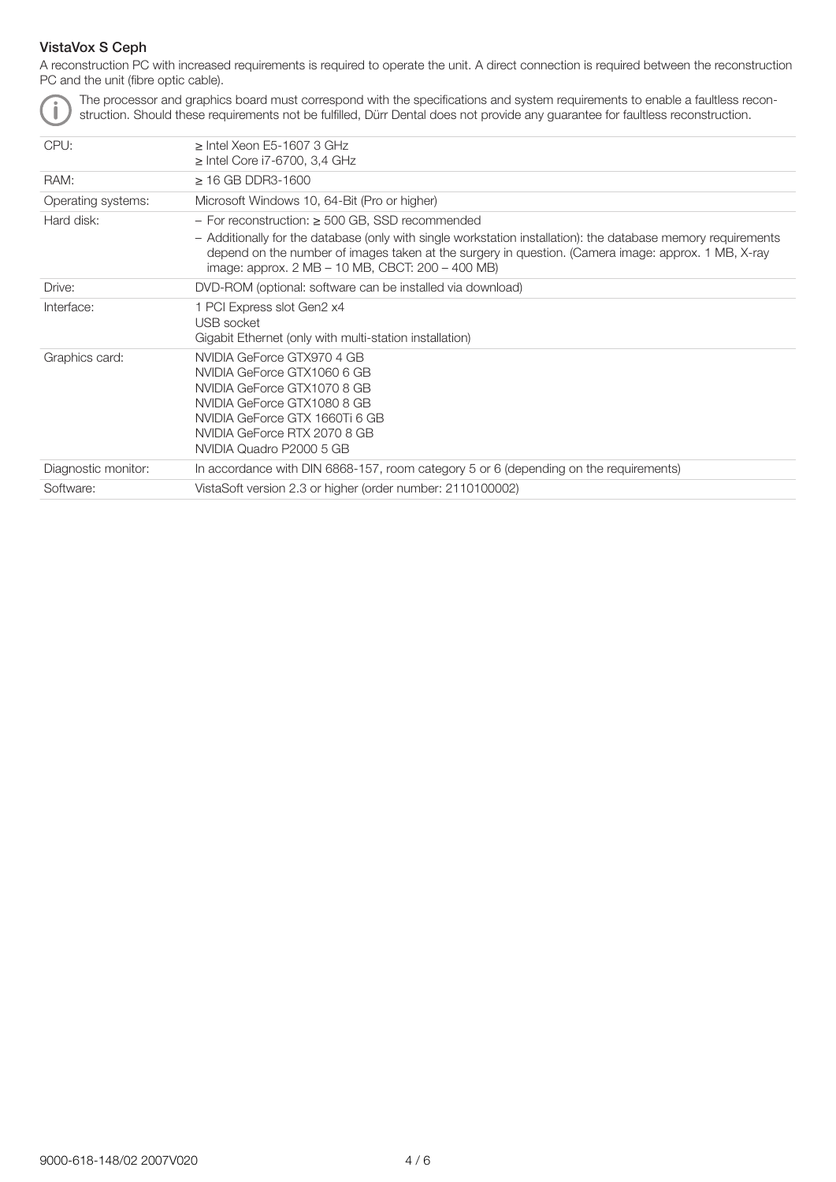### VistaVox S Ceph

A reconstruction PC with increased requirements is required to operate the unit. A direct connection is required between the reconstruction PC and the unit (fibre optic cable).

The processor and graphics board must correspond with the specifications and system requirements to enable a faultless reconstruction. Should these requirements not be fulfilled, Dürr Dental does not provide any guarantee for faultless reconstruction.

| | |
|---|---|
| CPU: | ≥ Intel Xeon E5-1607 3 GHz<br>≥ Intel Core i7-6700, 3,4 GHz |
| RAM: | ≥ 16 GB DDR3-1600 |
| Operating systems: | Microsoft Windows 10, 64-Bit (Pro or higher) |
| Hard disk: | – For reconstruction: ≥ 500 GB, SSD recommended<br>– Additionally for the database (only with single workstation installation): the database memory requirements depend on the number of images taken at the surgery in question. (Camera image: approx. 1 MB, X-ray image: approx. 2 MB – 10 MB, CBCT: 200 – 400 MB) |
| Drive: | DVD-ROM (optional: software can be installed via download) |
| Interface: | 1 PCI Express slot Gen2 x4<br>USB socket<br>Gigabit Ethernet (only with multi-station installation) |
| Graphics card: | NVIDIA GeForce GTX970 4 GB<br>NVIDIA GeForce GTX1060 6 GB<br>NVIDIA GeForce GTX1070 8 GB<br>NVIDIA GeForce GTX1080 8 GB<br>NVIDIA GeForce GTX 1660Ti 6 GB<br>NVIDIA GeForce RTX 2070 8 GB<br>NVIDIA Quadro P2000 5 GB |
| Diagnostic monitor: | In accordance with DIN 6868-157, room category 5 or 6 (depending on the requirements) |
| Software: | VistaSoft version 2.3 or higher (order number: 2110100002) |

9000-618-148/02 2007V020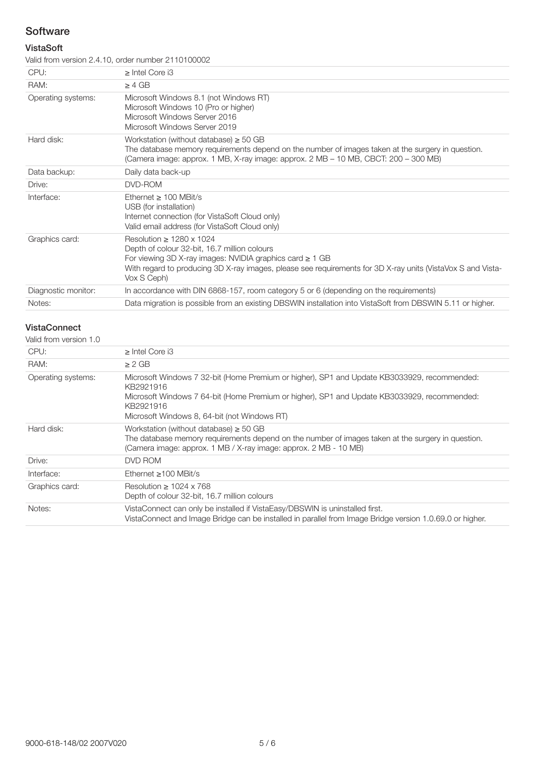## Software

### VistaSoft

Valid from version 2.4.10, order number 2110100002

| | |
|---|---|
| CPU: | ≥ Intel Core i3 |
| RAM: | ≥ 4 GB |
| Operating systems: | Microsoft Windows 8.1 (not Windows RT)<br>Microsoft Windows 10 (Pro or higher)<br>Microsoft Windows Server 2016<br>Microsoft Windows Server 2019 |
| Hard disk: | Workstation (without database) ≥ 50 GB<br>The database memory requirements depend on the number of images taken at the surgery in question.<br>(Camera image: approx. 1 MB, X-ray image: approx. 2 MB – 10 MB, CBCT: 200 – 300 MB) |
| Data backup: | Daily data back-up |
| Drive: | DVD-ROM |
| Interface: | Ethernet ≥ 100 MBit/s<br>USB (for installation)<br>Internet connection (for VistaSoft Cloud only)<br>Valid email address (for VistaSoft Cloud only) |
| Graphics card: | Resolution ≥ 1280 x 1024<br>Depth of colour 32-bit, 16.7 million colours<br>For viewing 3D X-ray images: NVIDIA graphics card ≥ 1 GB<br>With regard to producing 3D X-ray images, please see requirements for 3D X-ray units (VistaVox S and Vista-Vox S Ceph) |
| Diagnostic monitor: | In accordance with DIN 6868-157, room category 5 or 6 (depending on the requirements) |
| Notes: | Data migration is possible from an existing DBSWIN installation into VistaSoft from DBSWIN 5.11 or higher. |

### VistaConnect

Valid from version 1.0

| | |
|---|---|
| CPU: | ≥ Intel Core i3 |
| RAM: | ≥ 2 GB |
| Operating systems: | Microsoft Windows 7 32-bit (Home Premium or higher), SP1 and Update KB3033929, recommended: KB2921916<br>Microsoft Windows 7 64-bit (Home Premium or higher), SP1 and Update KB3033929, recommended: KB2921916<br>Microsoft Windows 8, 64-bit (not Windows RT) |
| Hard disk: | Workstation (without database) ≥ 50 GB<br>The database memory requirements depend on the number of images taken at the surgery in question.<br>(Camera image: approx. 1 MB / X-ray image: approx. 2 MB - 10 MB) |
| Drive: | DVD ROM |
| Interface: | Ethernet ≥100 MBit/s |
| Graphics card: | Resolution ≥ 1024 x 768<br>Depth of colour 32-bit, 16.7 million colours |
| Notes: | VistaConnect can only be installed if VistaEasy/DBSWIN is uninstalled first.<br>VistaConnect and Image Bridge can be installed in parallel from Image Bridge version 1.0.69.0 or higher. |

9000-618-148/02 2007V020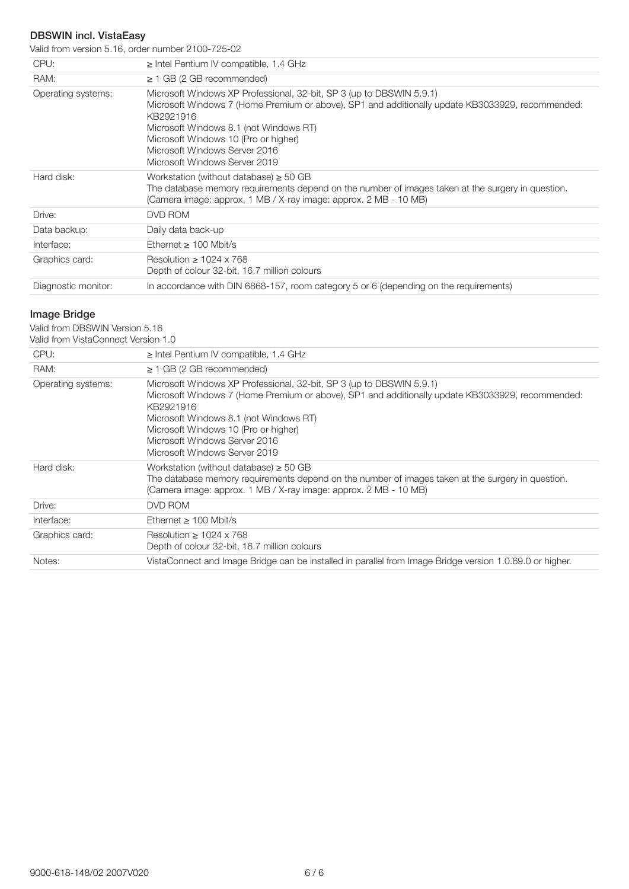### DBSWIN incl. VistaEasy

Valid from version 5.16, order number 2100-725-02

| | |
|---|---|
| CPU: | ≥ Intel Pentium IV compatible, 1.4 GHz |
| RAM: | ≥ 1 GB (2 GB recommended) |
| Operating systems: | Microsoft Windows XP Professional, 32-bit, SP 3 (up to DBSWIN 5.9.1)<br>Microsoft Windows 7 (Home Premium or above), SP1 and additionally update KB3033929, recommended: KB2921916<br>Microsoft Windows 8.1 (not Windows RT)<br>Microsoft Windows 10 (Pro or higher)<br>Microsoft Windows Server 2016<br>Microsoft Windows Server 2019 |
| Hard disk: | Workstation (without database) ≥ 50 GB<br>The database memory requirements depend on the number of images taken at the surgery in question. (Camera image: approx. 1 MB / X-ray image: approx. 2 MB - 10 MB) |
| Drive: | DVD ROM |
| Data backup: | Daily data back-up |
| Interface: | Ethernet ≥ 100 Mbit/s |
| Graphics card: | Resolution ≥ 1024 x 768<br>Depth of colour 32-bit, 16.7 million colours |
| Diagnostic monitor: | In accordance with DIN 6868-157, room category 5 or 6 (depending on the requirements) |

### Image Bridge

Valid from DBSWIN Version 5.16
Valid from VistaConnect Version 1.0

| | |
|---|---|
| CPU: | ≥ Intel Pentium IV compatible, 1.4 GHz |
| RAM: | ≥ 1 GB (2 GB recommended) |
| Operating systems: | Microsoft Windows XP Professional, 32-bit, SP 3 (up to DBSWIN 5.9.1)<br>Microsoft Windows 7 (Home Premium or above), SP1 and additionally update KB3033929, recommended: KB2921916<br>Microsoft Windows 8.1 (not Windows RT)<br>Microsoft Windows 10 (Pro or higher)<br>Microsoft Windows Server 2016<br>Microsoft Windows Server 2019 |
| Hard disk: | Workstation (without database) ≥ 50 GB<br>The database memory requirements depend on the number of images taken at the surgery in question. (Camera image: approx. 1 MB / X-ray image: approx. 2 MB - 10 MB) |
| Drive: | DVD ROM |
| Interface: | Ethernet ≥ 100 Mbit/s |
| Graphics card: | Resolution ≥ 1024 x 768<br>Depth of colour 32-bit, 16.7 million colours |
| Notes: | VistaConnect and Image Bridge can be installed in parallel from Image Bridge version 1.0.69.0 or higher. |

9000-618-148/02 2007V020